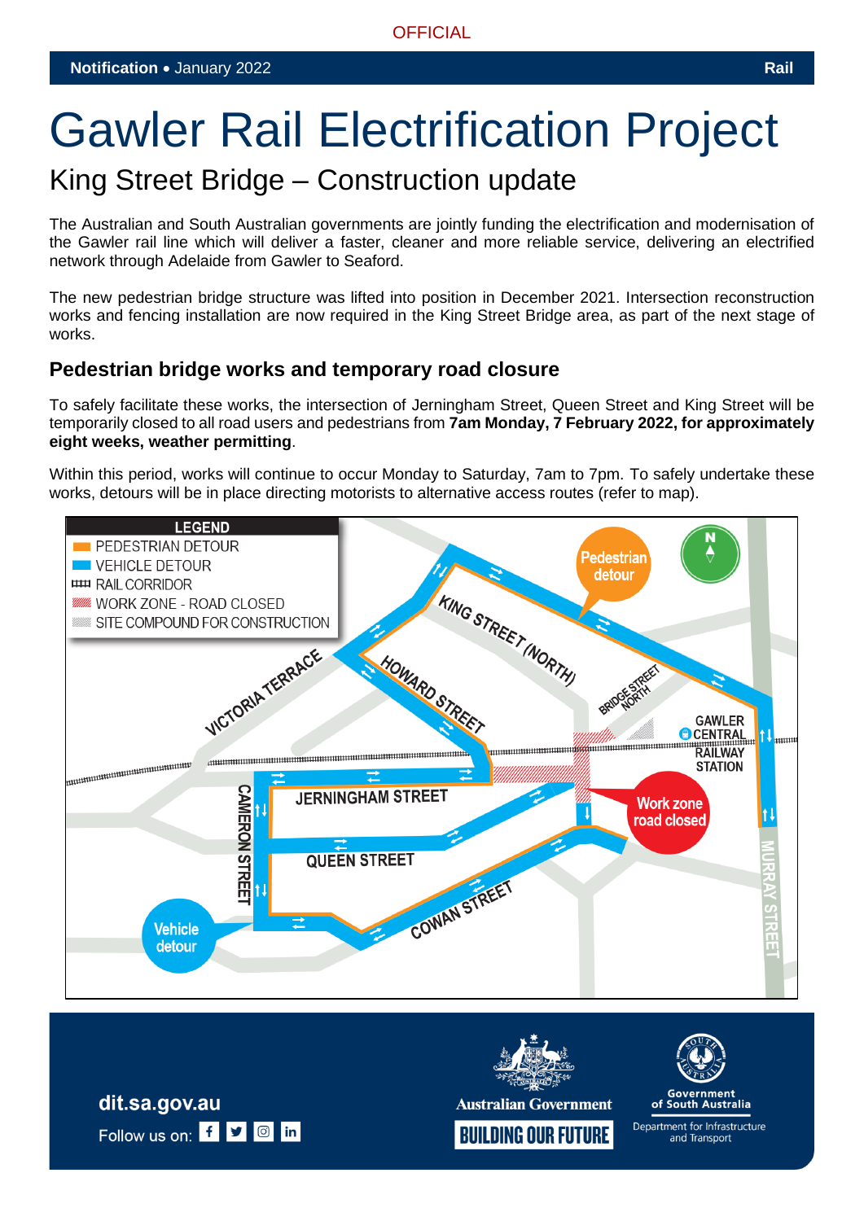OFFICIAL

**Notification** • January 2022 **Rail**

# Gawler Rail Electrification Project

## King Street Bridge – Construction update

The Australian and South Australian governments are jointly funding the electrification and modernisation of the Gawler rail line which will deliver a faster, cleaner and more reliable service, delivering an electrified network through Adelaide from Gawler to Seaford.

The new pedestrian bridge structure was lifted into position in December 2021. Intersection reconstruction works and fencing installation are now required in the King Street Bridge area, as part of the next stage of works.

### Pedestrian bridge works and temporary road closure

To safely facilitate these works, the intersection of Jerningham Street, Queen Street and King Street will be temporarily closed to all road users and pedestrians from **7am Monday, 7 February 2022, for approximately eight weeks, weather permitting**.

Within this period, works will continue to occur Monday to Saturday, 7am to 7pm. To safely undertake these works, detours will be in place directing motorists to alternative access routes (refer to map).

LEGEND
- PEDESTRIAN DETOUR
- VEHICLE DETOUR
- RAIL CORRIDOR
- WORK ZONE - ROAD CLOSED
- SITE COMPOUND FOR CONSTRUCTION

Pedestrian detour
Vehicle detour
Work zone road closed
KING STREET (NORTH)
VICTORIA TERRACE
HOWARD STREET
BRIDGE STREET NORTH
GAWLER CENTRAL RAILWAY STATION
JERNINGHAM STREET
QUEEN STREET
CAMERON STREET
COWAN STREET
MURRAY STREET

dit.sa.gov.au

Follow us on:

Australian Government
BUILDING OUR FUTURE

Government of South Australia
Department for Infrastructure and Transport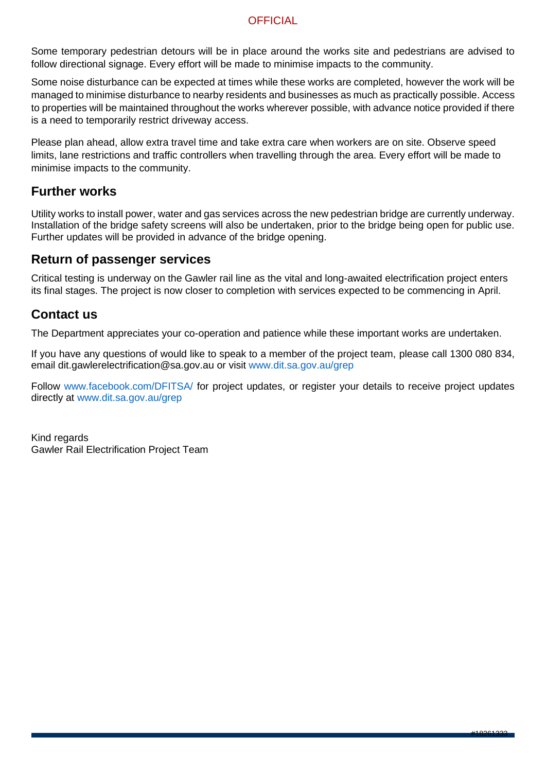Some temporary pedestrian detours will be in place around the works site and pedestrians are advised to follow directional signage. Every effort will be made to minimise impacts to the community.

Some noise disturbance can be expected at times while these works are completed, however the work will be managed to minimise disturbance to nearby residents and businesses as much as practically possible. Access to properties will be maintained throughout the works wherever possible, with advance notice provided if there is a need to temporarily restrict driveway access.

Please plan ahead, allow extra travel time and take extra care when workers are on site. Observe speed limits, lane restrictions and traffic controllers when travelling through the area. Every effort will be made to minimise impacts to the community.

## Further works

Utility works to install power, water and gas services across the new pedestrian bridge are currently underway. Installation of the bridge safety screens will also be undertaken, prior to the bridge being open for public use. Further updates will be provided in advance of the bridge opening.

## Return of passenger services

Critical testing is underway on the Gawler rail line as the vital and long-awaited electrification project enters its final stages. The project is now closer to completion with services expected to be commencing in April.

## Contact us

The Department appreciates your co-operation and patience while these important works are undertaken.

If you have any questions of would like to speak to a member of the project team, please call 1300 080 834, email dit.gawlerelectrification@sa.gov.au or visit www.dit.sa.gov.au/grep

Follow www.facebook.com/DFITSA/ for project updates, or register your details to receive project updates directly at www.dit.sa.gov.au/grep

Kind regards
Gawler Rail Electrification Project Team